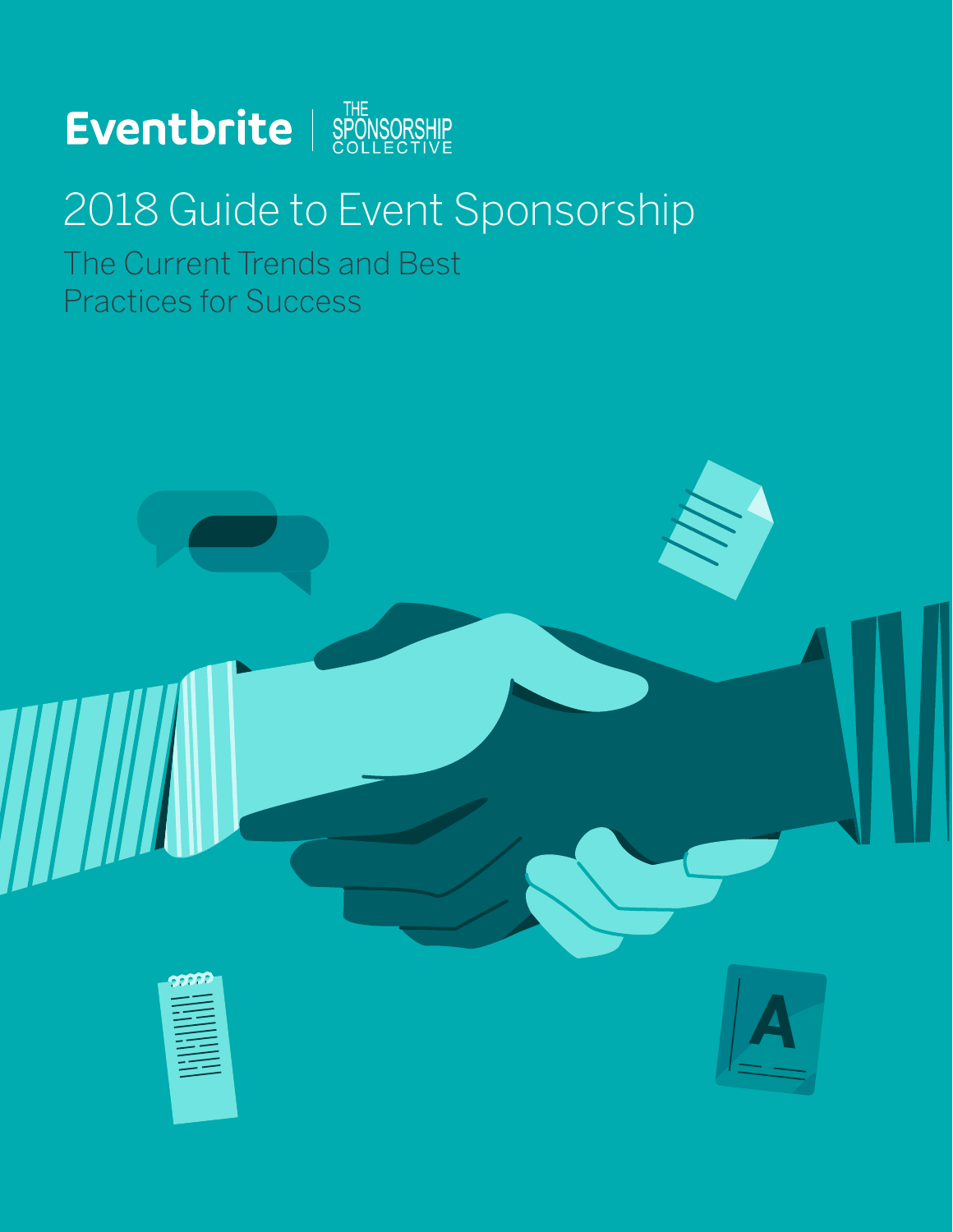Eventbrite | THE SPONSORSHIP COLLECTIVE

# 2018 Guide to Event Sponsorship

## The Current Trends and Best Practices for Success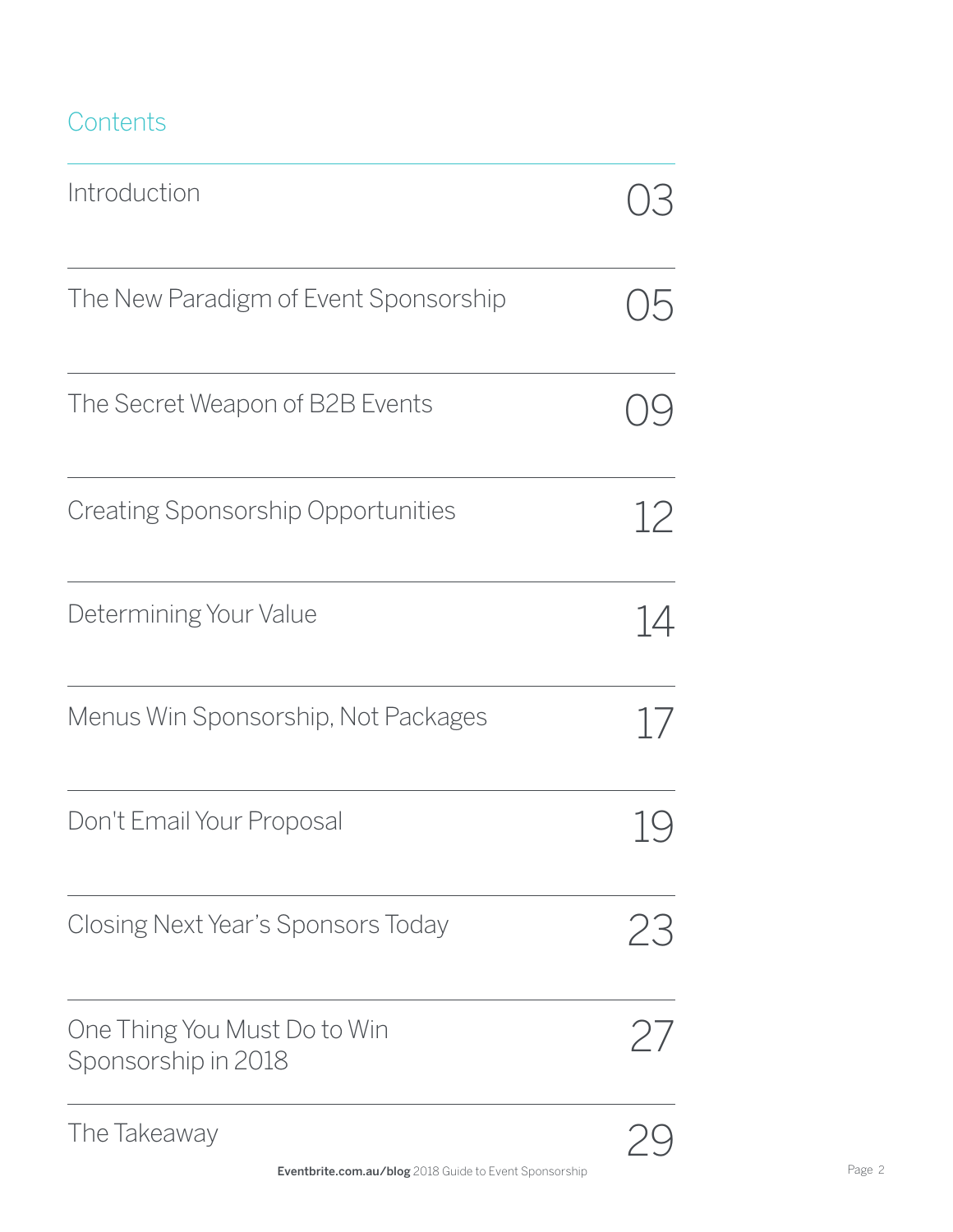## Contents

| | |
|---|---|
| Introduction | 03 |
| The New Paradigm of Event Sponsorship | 05 |
| The Secret Weapon of B2B Events | 09 |
| Creating Sponsorship Opportunities | 12 |
| Determining Your Value | 14 |
| Menus Win Sponsorship, Not Packages | 17 |
| Don't Email Your Proposal | 19 |
| Closing Next Year's Sponsors Today | 23 |
| One Thing You Must Do to Win Sponsorship in 2018 | 27 |
| The Takeaway | 29 |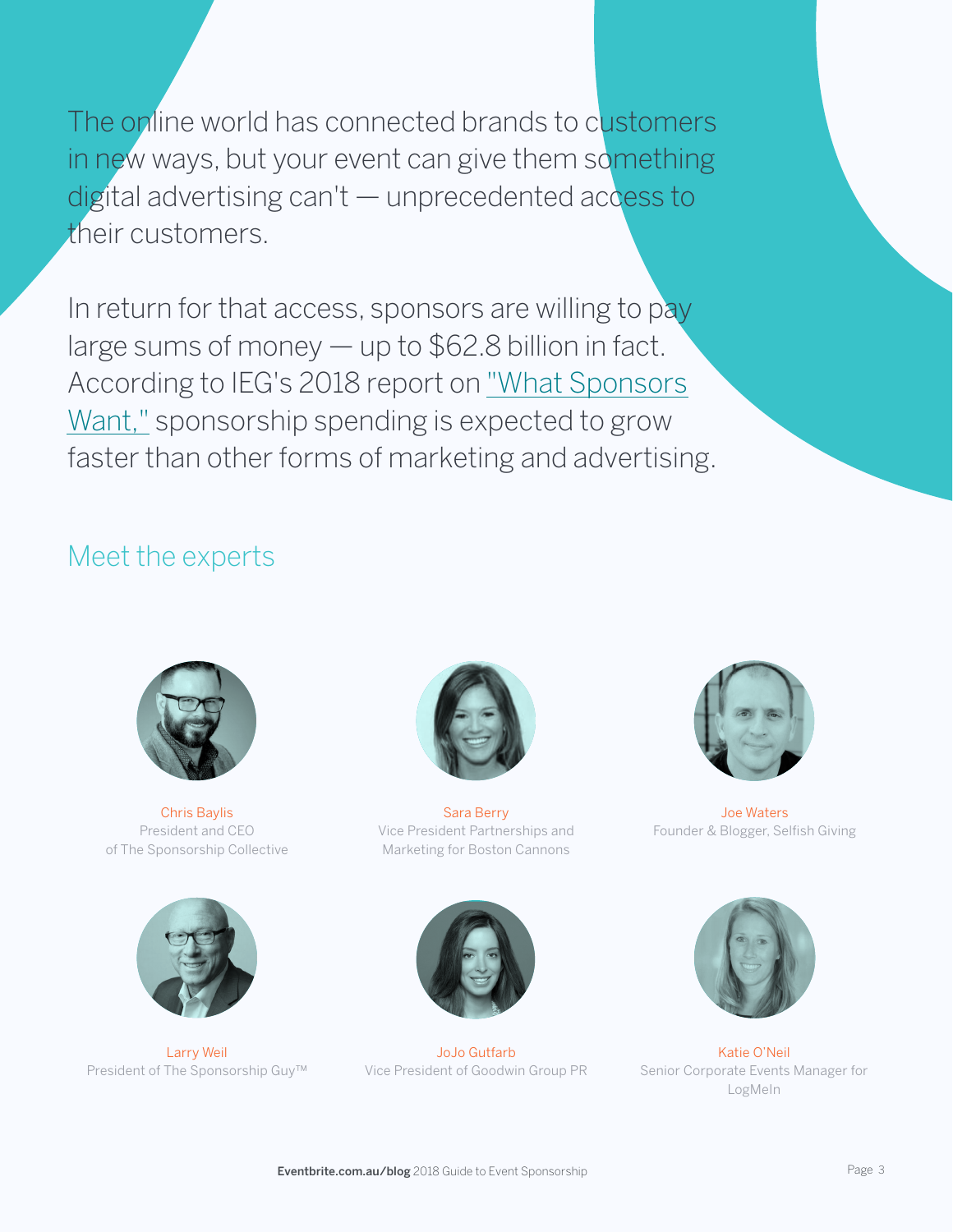The online world has connected brands to customers in new ways, but your event can give them something digital advertising can't — unprecedented access to their customers.

In return for that access, sponsors are willing to pay large sums of money — up to $62.8 billion in fact. According to IEG's 2018 report on "What Sponsors Want," sponsorship spending is expected to grow faster than other forms of marketing and advertising.

## Meet the experts

**Chris Baylis**
President and CEO of The Sponsorship Collective

**Sara Berry**
Vice President Partnerships and Marketing for Boston Cannons

**Joe Waters**
Founder & Blogger, Selfish Giving

**Larry Weil**
President of The Sponsorship Guy™

**JoJo Gutfarb**
Vice President of Goodwin Group PR

**Katie O'Neil**
Senior Corporate Events Manager for LogMeIn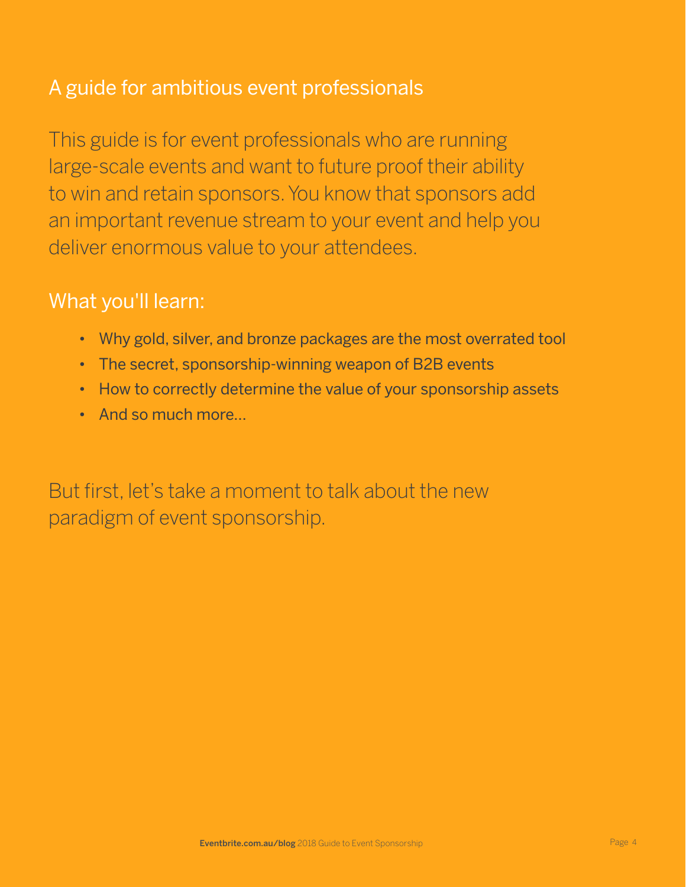## A guide for ambitious event professionals

This guide is for event professionals who are running large-scale events and want to future proof their ability to win and retain sponsors. You know that sponsors add an important revenue stream to your event and help you deliver enormous value to your attendees.

## What you'll learn:

- Why gold, silver, and bronze packages are the most overrated tool
- The secret, sponsorship-winning weapon of B2B events
- How to correctly determine the value of your sponsorship assets
- And so much more...

But first, let's take a moment to talk about the new paradigm of event sponsorship.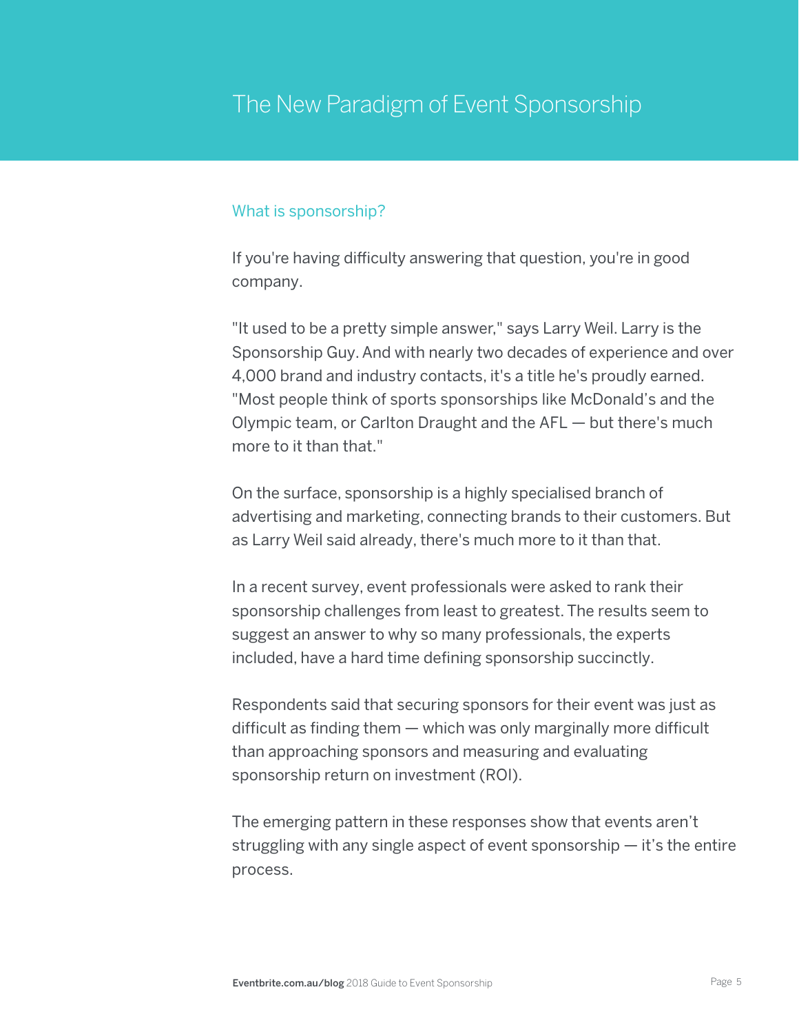# The New Paradigm of Event Sponsorship

## What is sponsorship?

If you're having difficulty answering that question, you're in good company.

"It used to be a pretty simple answer," says Larry Weil. Larry is the Sponsorship Guy. And with nearly two decades of experience and over 4,000 brand and industry contacts, it's a title he's proudly earned. "Most people think of sports sponsorships like McDonald's and the Olympic team, or Carlton Draught and the AFL — but there's much more to it than that."

On the surface, sponsorship is a highly specialised branch of advertising and marketing, connecting brands to their customers. But as Larry Weil said already, there's much more to it than that.

In a recent survey, event professionals were asked to rank their sponsorship challenges from least to greatest. The results seem to suggest an answer to why so many professionals, the experts included, have a hard time defining sponsorship succinctly.

Respondents said that securing sponsors for their event was just as difficult as finding them — which was only marginally more difficult than approaching sponsors and measuring and evaluating sponsorship return on investment (ROI).

The emerging pattern in these responses show that events aren't struggling with any single aspect of event sponsorship — it's the entire process.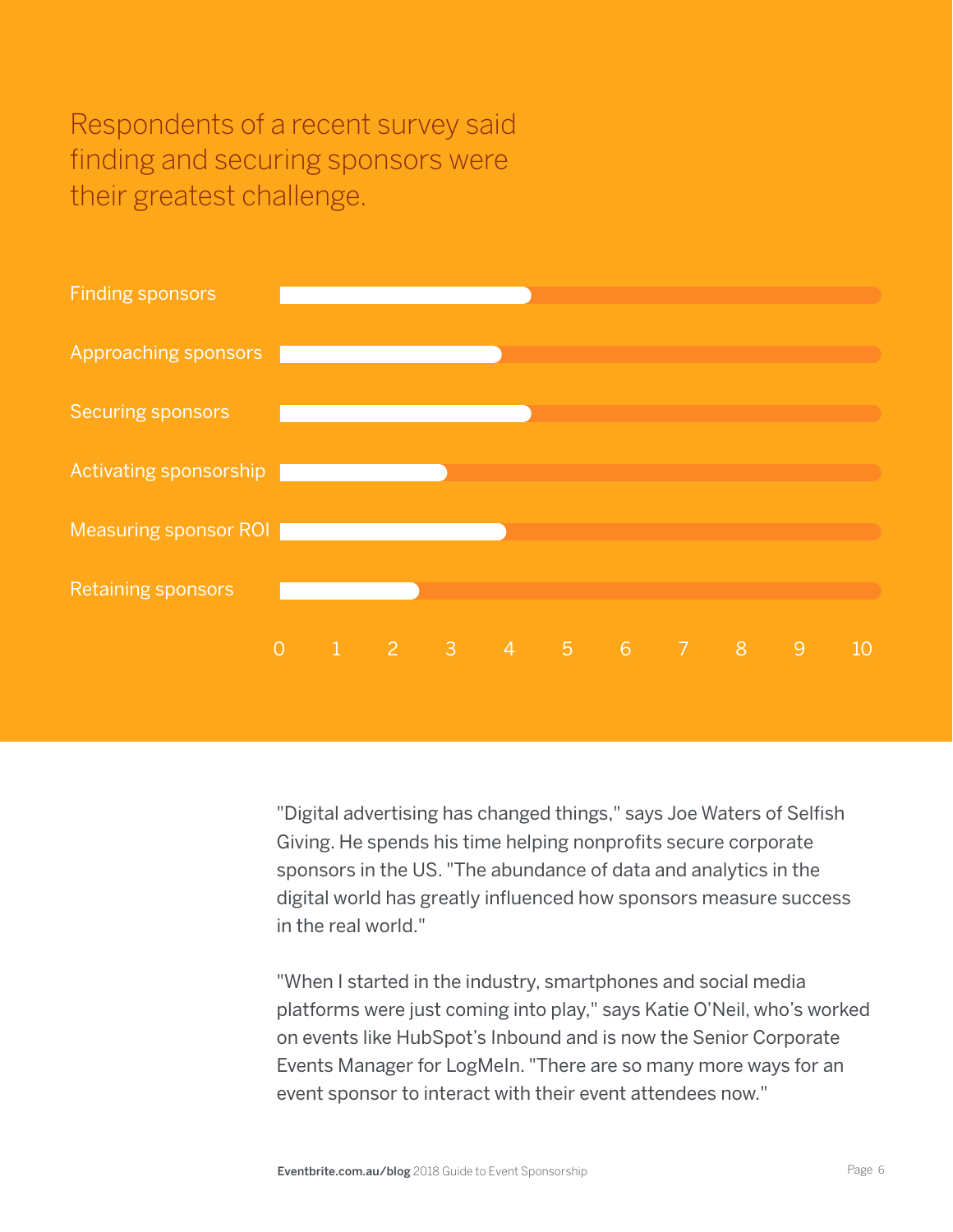## Respondents of a recent survey said finding and securing sponsors were their greatest challenge.

Finding sponsors

Approaching sponsors

Securing sponsors

Activating sponsorship

Measuring sponsor ROI

Retaining sponsors

0 1 2 3 4 5 6 7 8 9 10

"Digital advertising has changed things," says Joe Waters of Selfish Giving. He spends his time helping nonprofits secure corporate sponsors in the US. "The abundance of data and analytics in the digital world has greatly influenced how sponsors measure success in the real world."

"When I started in the industry, smartphones and social media platforms were just coming into play," says Katie O'Neil, who's worked on events like HubSpot's Inbound and is now the Senior Corporate Events Manager for LogMeIn. "There are so many more ways for an event sponsor to interact with their event attendees now."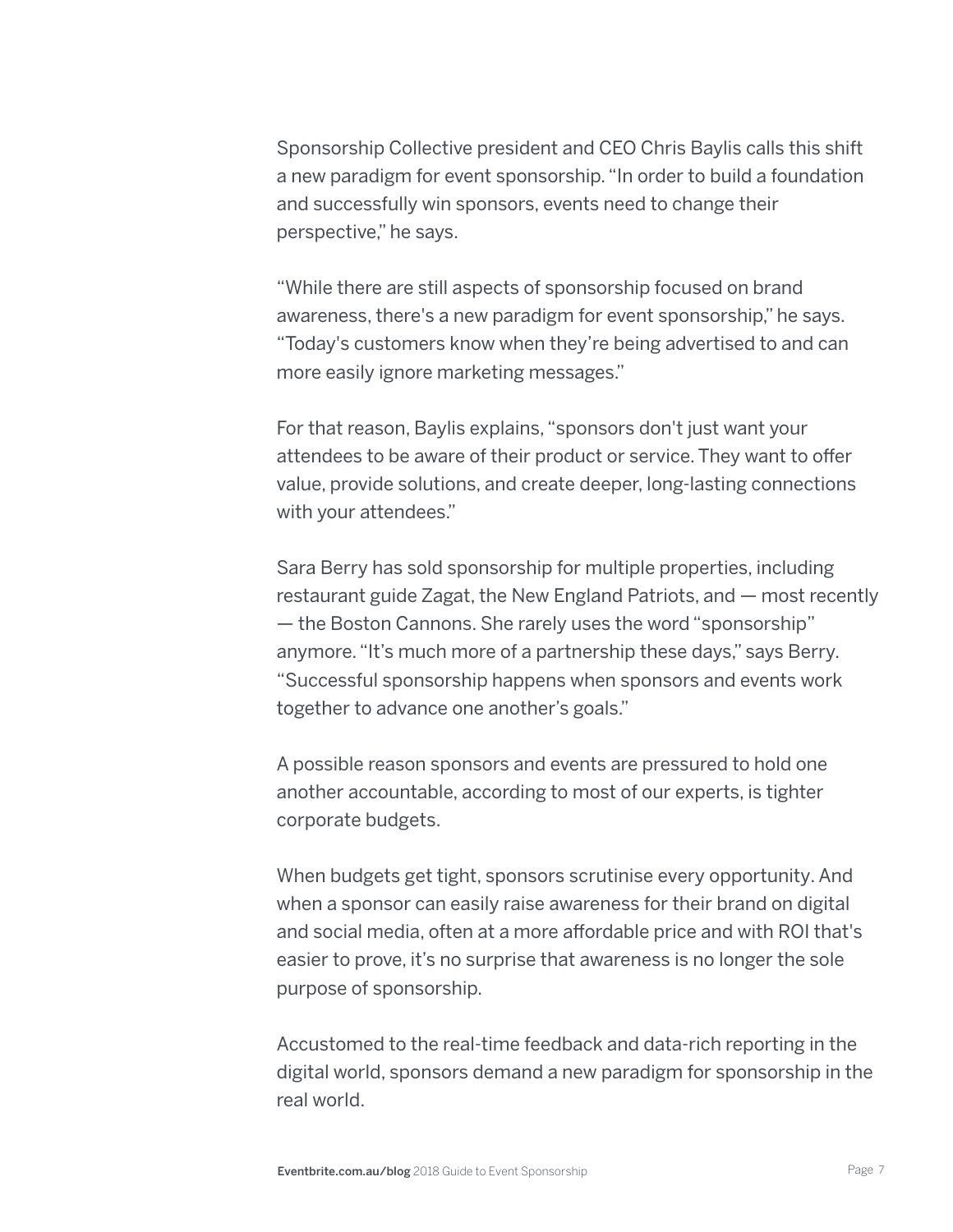Sponsorship Collective president and CEO Chris Baylis calls this shift a new paradigm for event sponsorship. "In order to build a foundation and successfully win sponsors, events need to change their perspective," he says.

"While there are still aspects of sponsorship focused on brand awareness, there's a new paradigm for event sponsorship," he says. "Today's customers know when they're being advertised to and can more easily ignore marketing messages."

For that reason, Baylis explains, "sponsors don't just want your attendees to be aware of their product or service. They want to offer value, provide solutions, and create deeper, long-lasting connections with your attendees."

Sara Berry has sold sponsorship for multiple properties, including restaurant guide Zagat, the New England Patriots, and — most recently — the Boston Cannons. She rarely uses the word "sponsorship" anymore. "It's much more of a partnership these days," says Berry. "Successful sponsorship happens when sponsors and events work together to advance one another's goals."

A possible reason sponsors and events are pressured to hold one another accountable, according to most of our experts, is tighter corporate budgets.

When budgets get tight, sponsors scrutinise every opportunity. And when a sponsor can easily raise awareness for their brand on digital and social media, often at a more affordable price and with ROI that's easier to prove, it's no surprise that awareness is no longer the sole purpose of sponsorship.

Accustomed to the real-time feedback and data-rich reporting in the digital world, sponsors demand a new paradigm for sponsorship in the real world.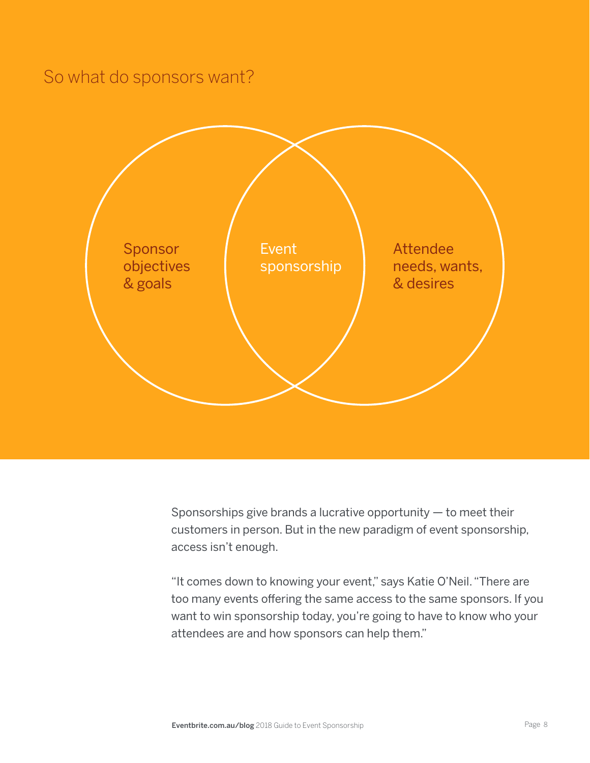## So what do sponsors want?

Sponsor objectives & goals

Event sponsorship

Attendee needs, wants, & desires

Sponsorships give brands a lucrative opportunity — to meet their customers in person. But in the new paradigm of event sponsorship, access isn't enough.

"It comes down to knowing your event," says Katie O'Neil. "There are too many events offering the same access to the same sponsors. If you want to win sponsorship today, you're going to have to know who your attendees are and how sponsors can help them."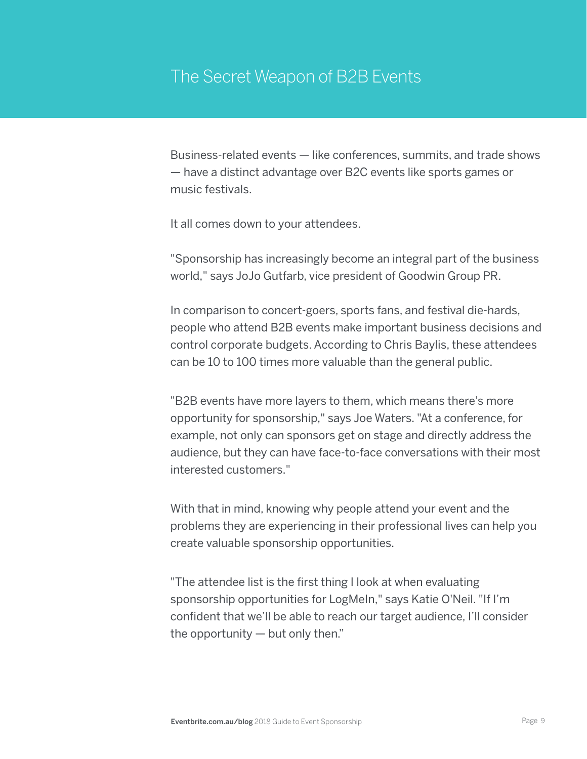# The Secret Weapon of B2B Events

Business-related events — like conferences, summits, and trade shows — have a distinct advantage over B2C events like sports games or music festivals.

It all comes down to your attendees.

"Sponsorship has increasingly become an integral part of the business world," says JoJo Gutfarb, vice president of Goodwin Group PR.

In comparison to concert-goers, sports fans, and festival die-hards, people who attend B2B events make important business decisions and control corporate budgets. According to Chris Baylis, these attendees can be 10 to 100 times more valuable than the general public.

"B2B events have more layers to them, which means there's more opportunity for sponsorship," says Joe Waters. "At a conference, for example, not only can sponsors get on stage and directly address the audience, but they can have face-to-face conversations with their most interested customers."

With that in mind, knowing why people attend your event and the problems they are experiencing in their professional lives can help you create valuable sponsorship opportunities.

"The attendee list is the first thing I look at when evaluating sponsorship opportunities for LogMeIn," says Katie O'Neil. "If I'm confident that we'll be able to reach our target audience, I'll consider the opportunity — but only then."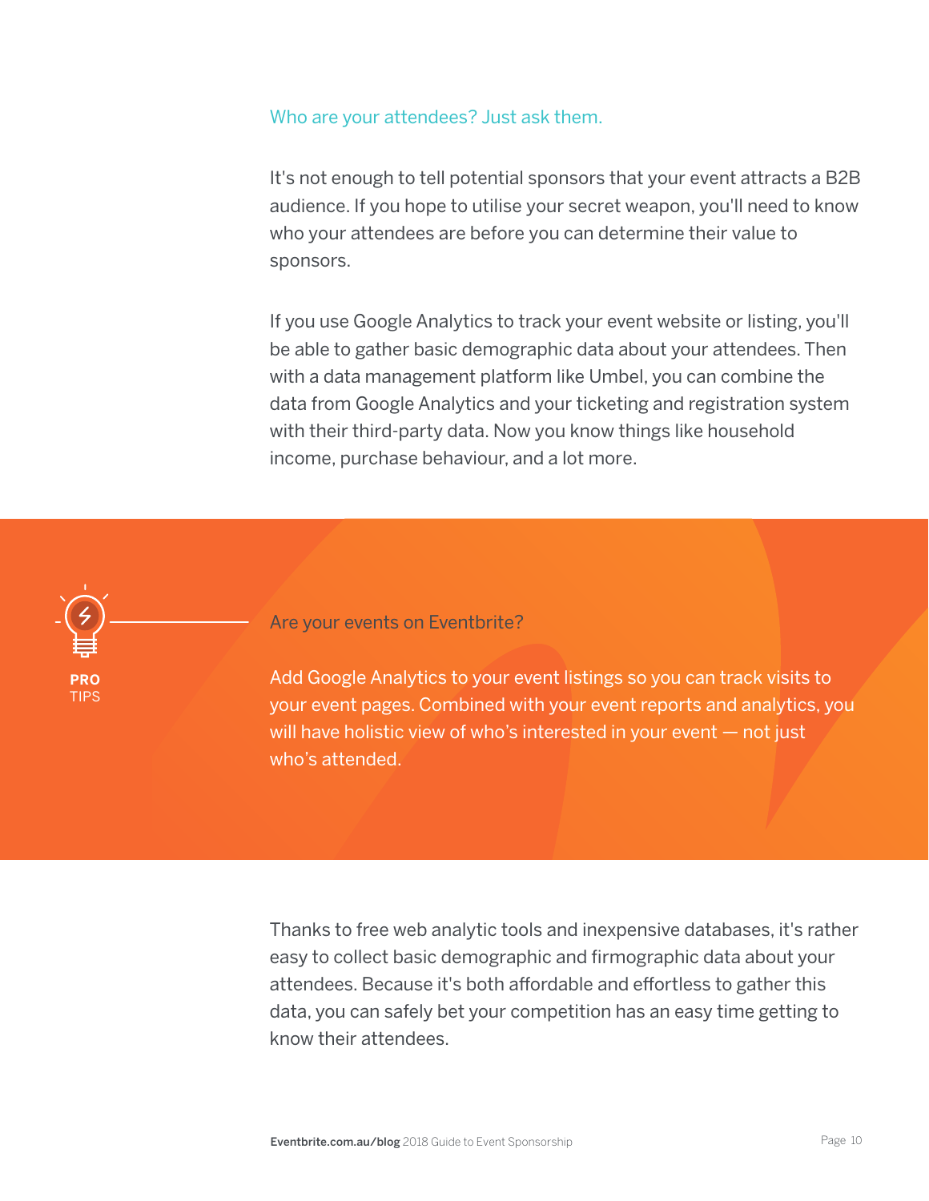### Who are your attendees? Just ask them.

It's not enough to tell potential sponsors that your event attracts a B2B audience. If you hope to utilise your secret weapon, you'll need to know who your attendees are before you can determine their value to sponsors.

If you use Google Analytics to track your event website or listing, you'll be able to gather basic demographic data about your attendees. Then with a data management platform like Umbel, you can combine the data from Google Analytics and your ticketing and registration system with their third-party data. Now you know things like household income, purchase behaviour, and a lot more.

**PRO** TIPS

**Are your events on Eventbrite?**

Add Google Analytics to your event listings so you can track visits to your event pages. Combined with your event reports and analytics, you will have holistic view of who's interested in your event — not just who's attended.

Thanks to free web analytic tools and inexpensive databases, it's rather easy to collect basic demographic and firmographic data about your attendees. Because it's both affordable and effortless to gather this data, you can safely bet your competition has an easy time getting to know their attendees.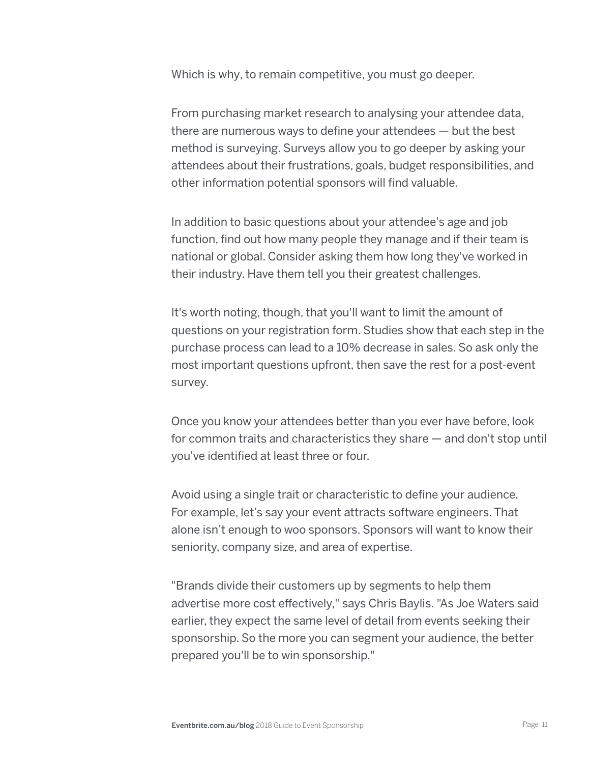Which is why, to remain competitive, you must go deeper.

From purchasing market research to analysing your attendee data, there are numerous ways to define your attendees — but the best method is surveying. Surveys allow you to go deeper by asking your attendees about their frustrations, goals, budget responsibilities, and other information potential sponsors will find valuable.

In addition to basic questions about your attendee's age and job function, find out how many people they manage and if their team is national or global. Consider asking them how long they've worked in their industry. Have them tell you their greatest challenges.

It's worth noting, though, that you'll want to limit the amount of questions on your registration form. Studies show that each step in the purchase process can lead to a 10% decrease in sales. So ask only the most important questions upfront, then save the rest for a post-event survey.

Once you know your attendees better than you ever have before, look for common traits and characteristics they share — and don't stop until you've identified at least three or four.

Avoid using a single trait or characteristic to define your audience. For example, let's say your event attracts software engineers. That alone isn't enough to woo sponsors. Sponsors will want to know their seniority, company size, and area of expertise.

"Brands divide their customers up by segments to help them advertise more cost effectively," says Chris Baylis. "As Joe Waters said earlier, they expect the same level of detail from events seeking their sponsorship. So the more you can segment your audience, the better prepared you'll be to win sponsorship."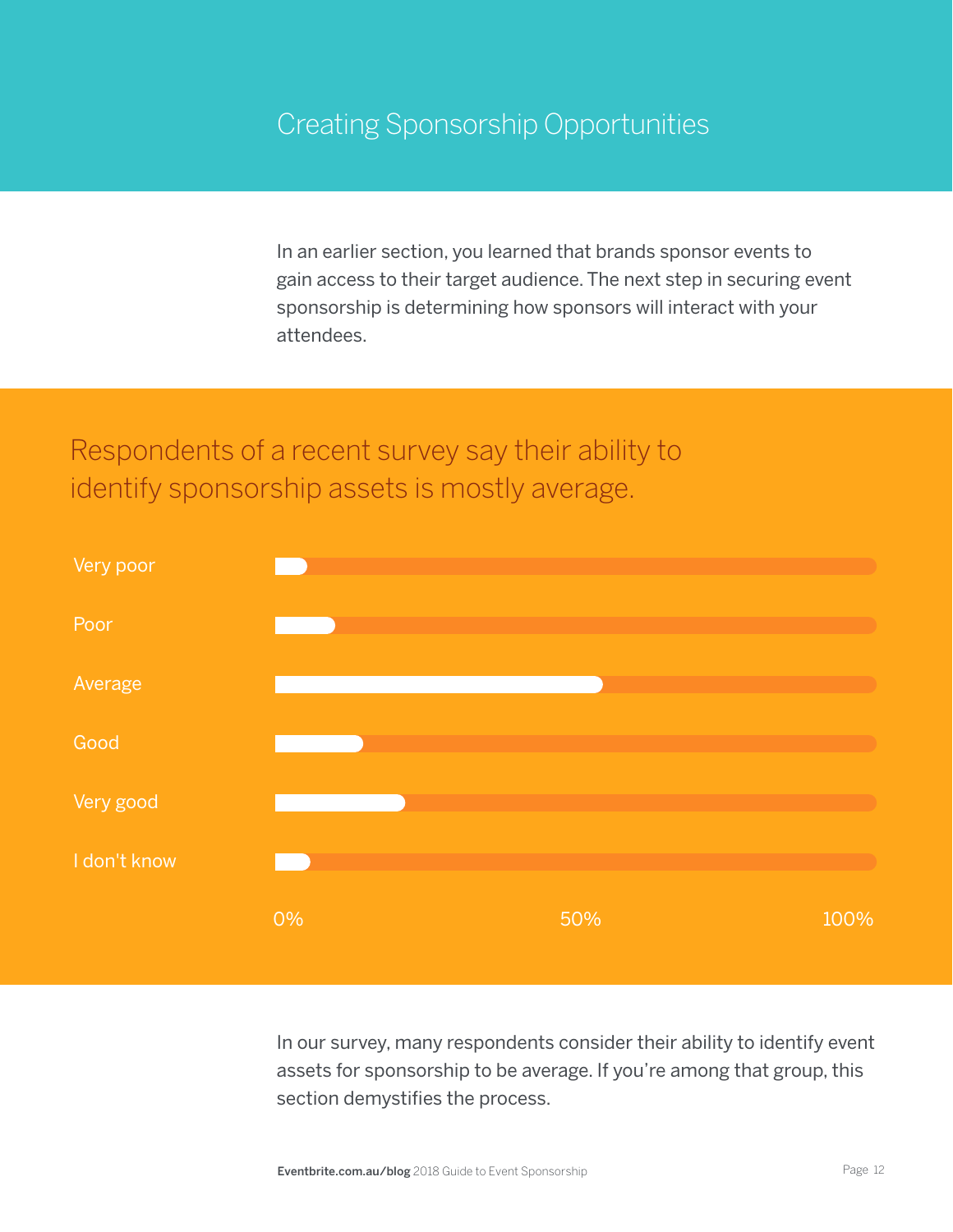# Creating Sponsorship Opportunities

In an earlier section, you learned that brands sponsor events to gain access to their target audience. The next step in securing event sponsorship is determining how sponsors will interact with your attendees.

## Respondents of a recent survey say their ability to identify sponsorship assets is mostly average.

Very poor

Poor

Average

Good

Very good

I don't know

0% 50% 100%

In our survey, many respondents consider their ability to identify event assets for sponsorship to be average. If you're among that group, this section demystifies the process.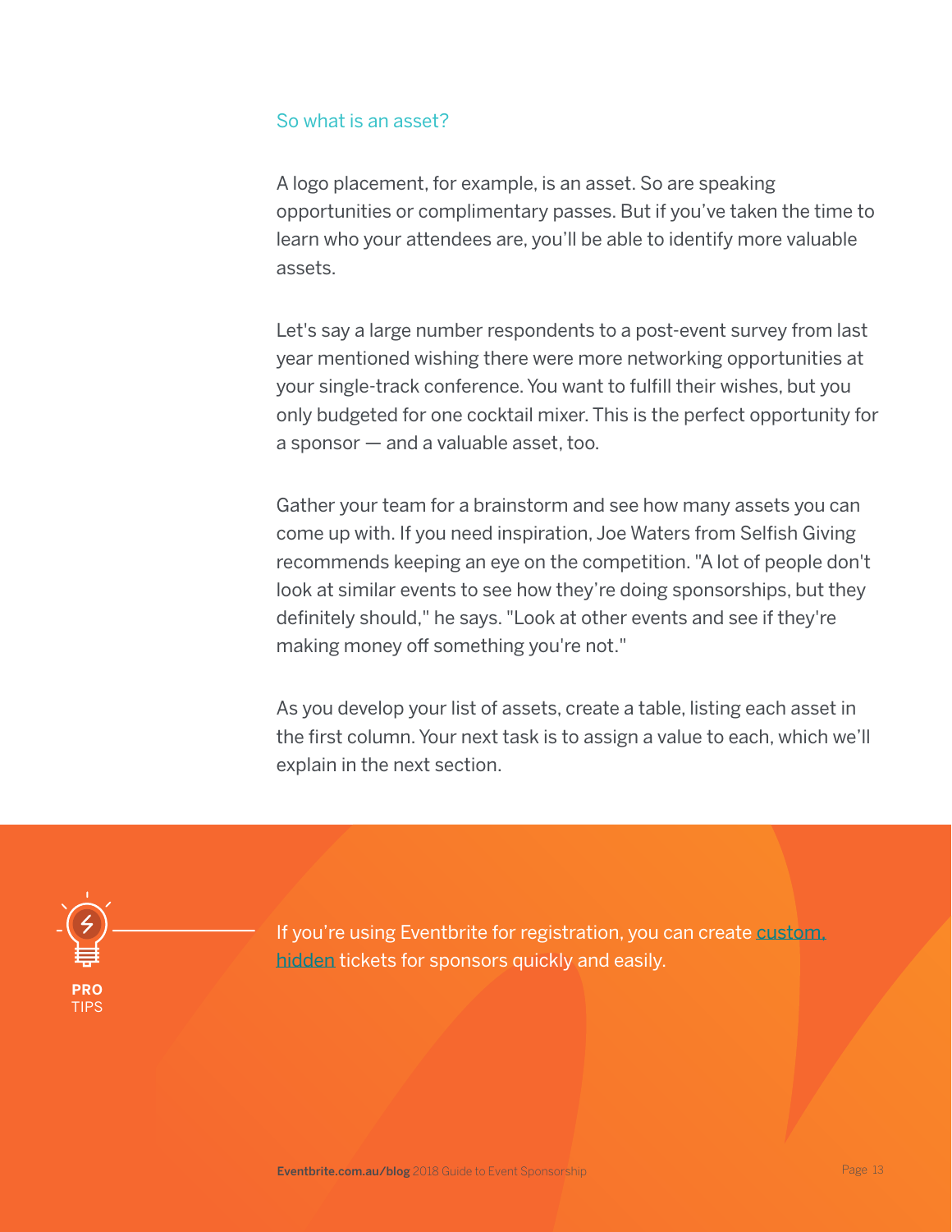### So what is an asset?

A logo placement, for example, is an asset. So are speaking opportunities or complimentary passes. But if you've taken the time to learn who your attendees are, you'll be able to identify more valuable assets.

Let's say a large number respondents to a post-event survey from last year mentioned wishing there were more networking opportunities at your single-track conference. You want to fulfill their wishes, but you only budgeted for one cocktail mixer. This is the perfect opportunity for a sponsor — and a valuable asset, too.

Gather your team for a brainstorm and see how many assets you can come up with. If you need inspiration, Joe Waters from Selfish Giving recommends keeping an eye on the competition. "A lot of people don't look at similar events to see how they're doing sponsorships, but they definitely should," he says. "Look at other events and see if they're making money off something you're not."

As you develop your list of assets, create a table, listing each asset in the first column. Your next task is to assign a value to each, which we'll explain in the next section.

**PRO** TIPS

If you're using Eventbrite for registration, you can create custom, hidden tickets for sponsors quickly and easily.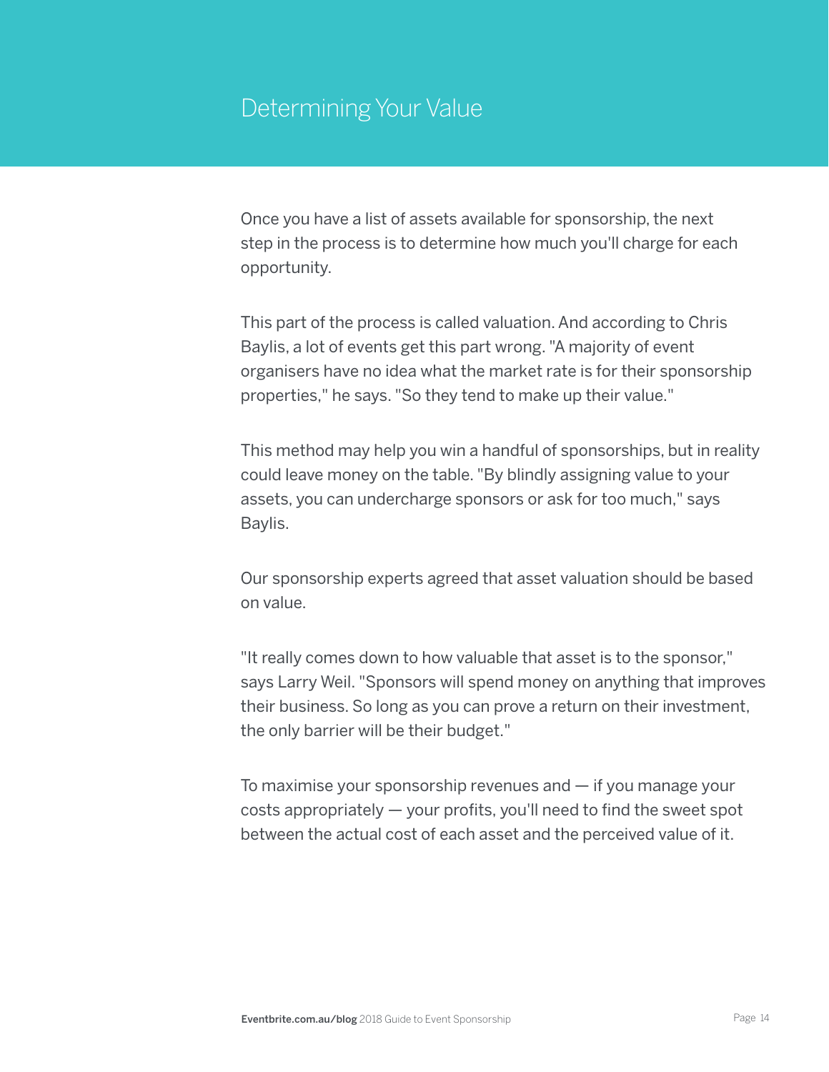# Determining Your Value

Once you have a list of assets available for sponsorship, the next step in the process is to determine how much you'll charge for each opportunity.

This part of the process is called valuation. And according to Chris Baylis, a lot of events get this part wrong. "A majority of event organisers have no idea what the market rate is for their sponsorship properties," he says. "So they tend to make up their value."

This method may help you win a handful of sponsorships, but in reality could leave money on the table. "By blindly assigning value to your assets, you can undercharge sponsors or ask for too much," says Baylis.

Our sponsorship experts agreed that asset valuation should be based on value.

"It really comes down to how valuable that asset is to the sponsor," says Larry Weil. "Sponsors will spend money on anything that improves their business. So long as you can prove a return on their investment, the only barrier will be their budget."

To maximise your sponsorship revenues and — if you manage your costs appropriately — your profits, you'll need to find the sweet spot between the actual cost of each asset and the perceived value of it.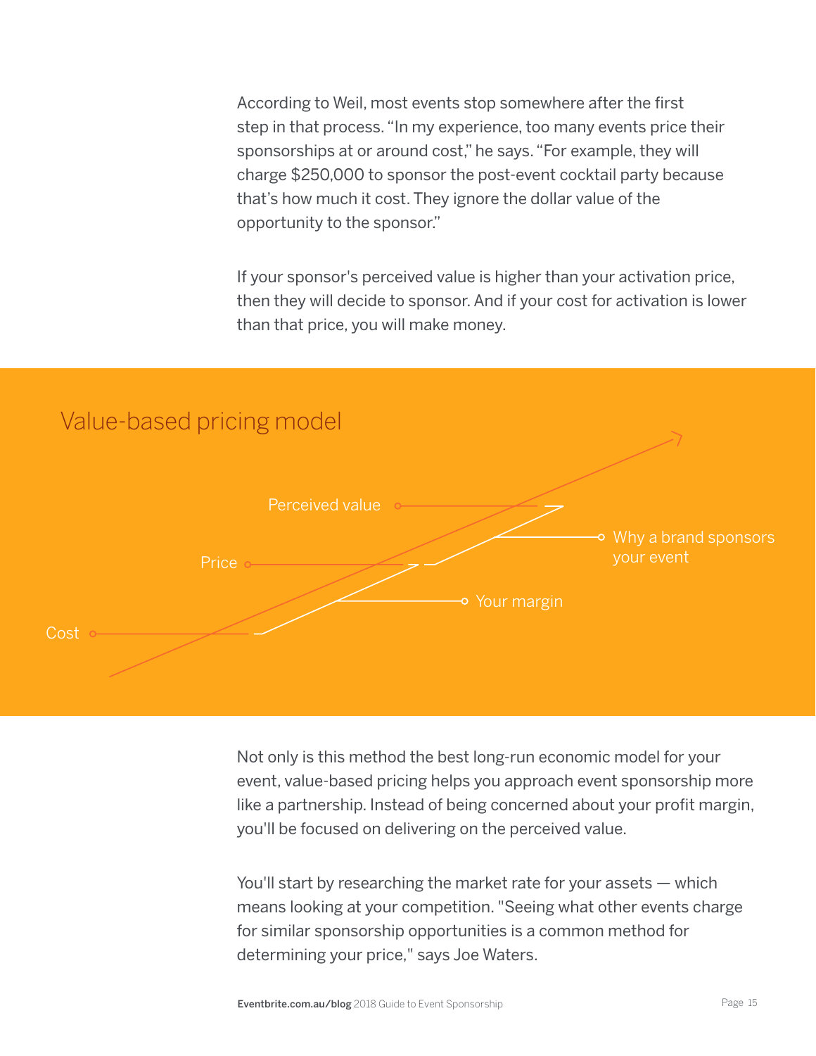According to Weil, most events stop somewhere after the first step in that process. “In my experience, too many events price their sponsorships at or around cost,” he says. “For example, they will charge $250,000 to sponsor the post-event cocktail party because that’s how much it cost. They ignore the dollar value of the opportunity to the sponsor.”

If your sponsor's perceived value is higher than your activation price, then they will decide to sponsor. And if your cost for activation is lower than that price, you will make money.

## Value-based pricing model

Perceived value

Why a brand sponsors your event

Price

Your margin

Cost

Not only is this method the best long-run economic model for your event, value-based pricing helps you approach event sponsorship more like a partnership. Instead of being concerned about your profit margin, you'll be focused on delivering on the perceived value.

You'll start by researching the market rate for your assets — which means looking at your competition. "Seeing what other events charge for similar sponsorship opportunities is a common method for determining your price," says Joe Waters.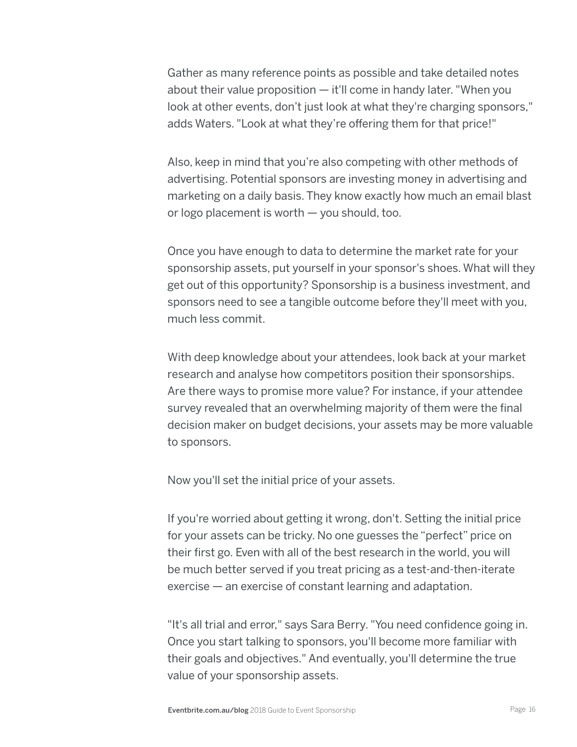Gather as many reference points as possible and take detailed notes about their value proposition — it'll come in handy later. "When you look at other events, don't just look at what they're charging sponsors," adds Waters. "Look at what they're offering them for that price!"

Also, keep in mind that you're also competing with other methods of advertising. Potential sponsors are investing money in advertising and marketing on a daily basis. They know exactly how much an email blast or logo placement is worth — you should, too.

Once you have enough to data to determine the market rate for your sponsorship assets, put yourself in your sponsor's shoes. What will they get out of this opportunity? Sponsorship is a business investment, and sponsors need to see a tangible outcome before they'll meet with you, much less commit.

With deep knowledge about your attendees, look back at your market research and analyse how competitors position their sponsorships. Are there ways to promise more value? For instance, if your attendee survey revealed that an overwhelming majority of them were the final decision maker on budget decisions, your assets may be more valuable to sponsors.

Now you'll set the initial price of your assets.

If you're worried about getting it wrong, don't. Setting the initial price for your assets can be tricky. No one guesses the "perfect" price on their first go. Even with all of the best research in the world, you will be much better served if you treat pricing as a test-and-then-iterate exercise — an exercise of constant learning and adaptation.

"It's all trial and error," says Sara Berry. "You need confidence going in. Once you start talking to sponsors, you'll become more familiar with their goals and objectives." And eventually, you'll determine the true value of your sponsorship assets.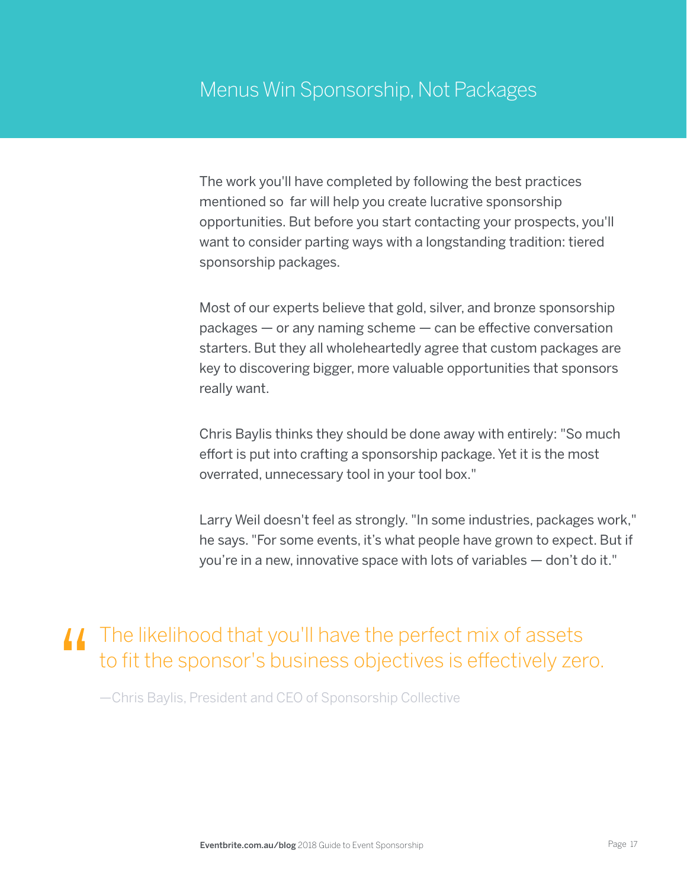# Menus Win Sponsorship, Not Packages

The work you'll have completed by following the best practices mentioned so far will help you create lucrative sponsorship opportunities. But before you start contacting your prospects, you'll want to consider parting ways with a longstanding tradition: tiered sponsorship packages.

Most of our experts believe that gold, silver, and bronze sponsorship packages — or any naming scheme — can be effective conversation starters. But they all wholeheartedly agree that custom packages are key to discovering bigger, more valuable opportunities that sponsors really want.

Chris Baylis thinks they should be done away with entirely: "So much effort is put into crafting a sponsorship package. Yet it is the most overrated, unnecessary tool in your tool box."

Larry Weil doesn't feel as strongly. "In some industries, packages work," he says. "For some events, it's what people have grown to expect. But if you're in a new, innovative space with lots of variables — don't do it."

> "The likelihood that you'll have the perfect mix of assets to fit the sponsor's business objectives is effectively zero.
>
> —Chris Baylis, President and CEO of Sponsorship Collective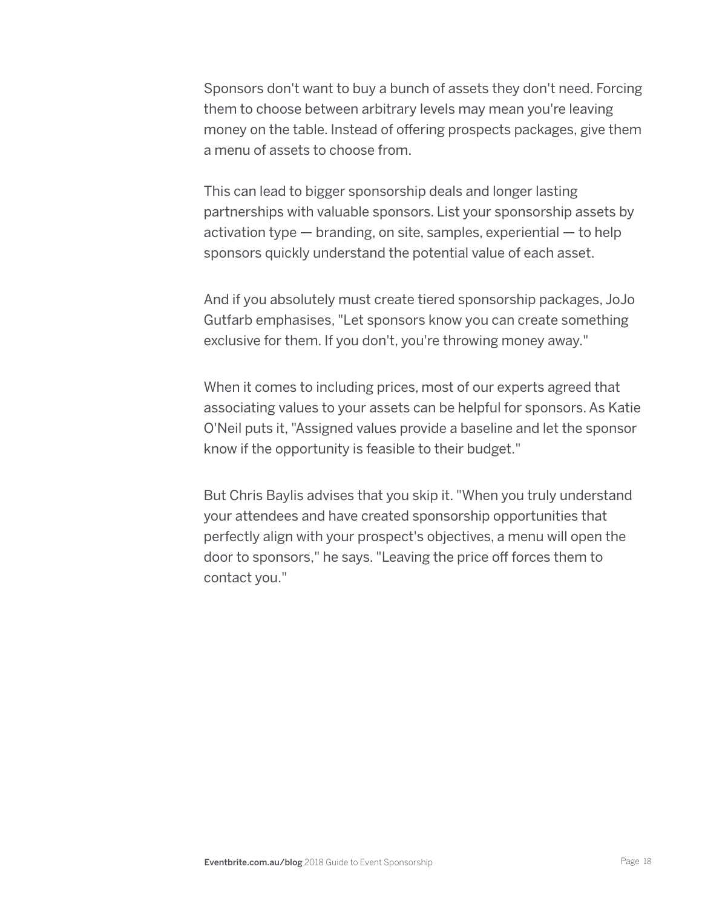Sponsors don't want to buy a bunch of assets they don't need. Forcing them to choose between arbitrary levels may mean you're leaving money on the table. Instead of offering prospects packages, give them a menu of assets to choose from.

This can lead to bigger sponsorship deals and longer lasting partnerships with valuable sponsors. List your sponsorship assets by activation type — branding, on site, samples, experiential — to help sponsors quickly understand the potential value of each asset.

And if you absolutely must create tiered sponsorship packages, JoJo Gutfarb emphasises, "Let sponsors know you can create something exclusive for them. If you don't, you're throwing money away."

When it comes to including prices, most of our experts agreed that associating values to your assets can be helpful for sponsors. As Katie O'Neil puts it, "Assigned values provide a baseline and let the sponsor know if the opportunity is feasible to their budget."

But Chris Baylis advises that you skip it. "When you truly understand your attendees and have created sponsorship opportunities that perfectly align with your prospect's objectives, a menu will open the door to sponsors," he says. "Leaving the price off forces them to contact you."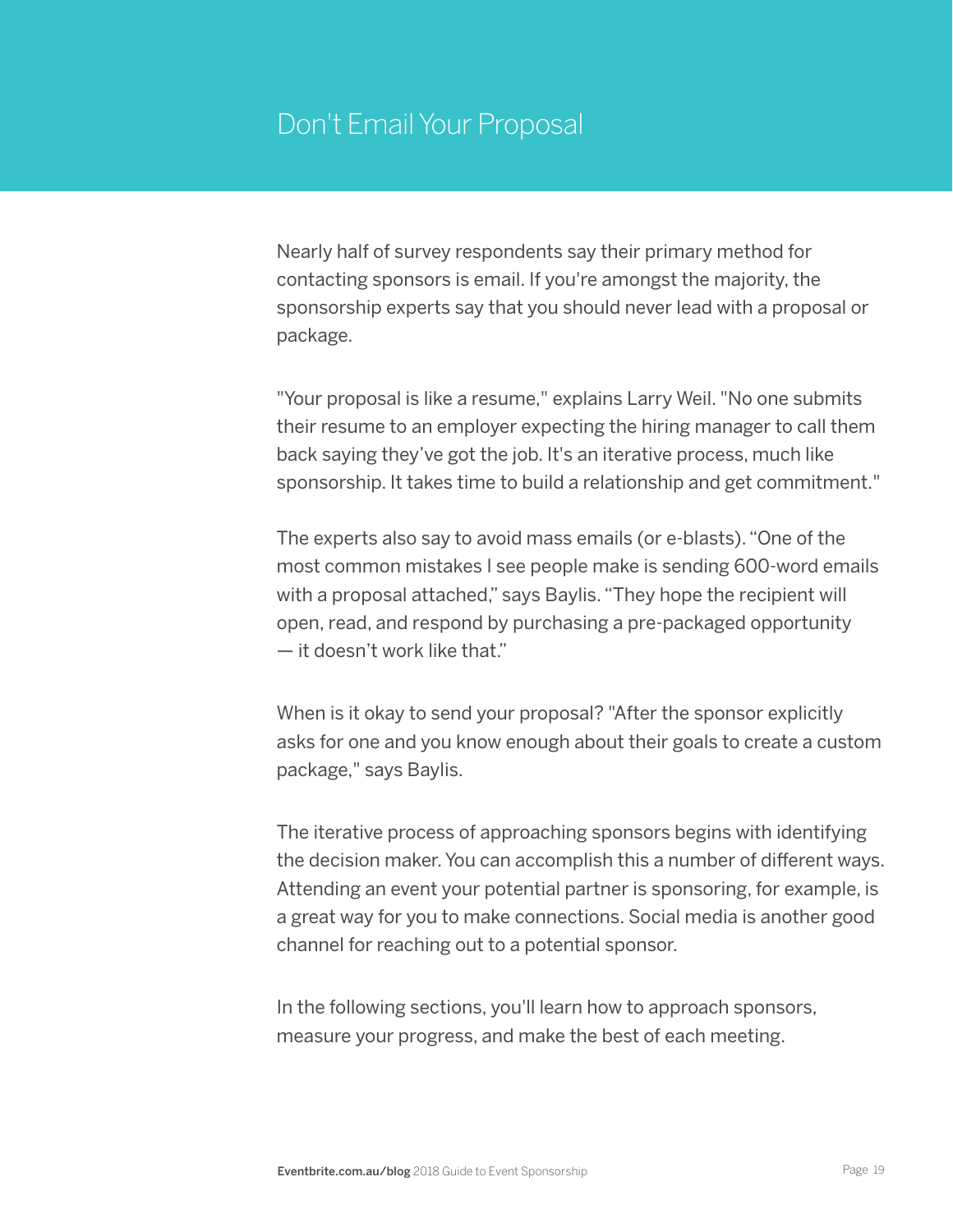# Don't Email Your Proposal

Nearly half of survey respondents say their primary method for contacting sponsors is email. If you're amongst the majority, the sponsorship experts say that you should never lead with a proposal or package.

"Your proposal is like a resume," explains Larry Weil. "No one submits their resume to an employer expecting the hiring manager to call them back saying they've got the job. It's an iterative process, much like sponsorship. It takes time to build a relationship and get commitment."

The experts also say to avoid mass emails (or e-blasts). "One of the most common mistakes I see people make is sending 600-word emails with a proposal attached," says Baylis. "They hope the recipient will open, read, and respond by purchasing a pre-packaged opportunity — it doesn't work like that."

When is it okay to send your proposal? "After the sponsor explicitly asks for one and you know enough about their goals to create a custom package," says Baylis.

The iterative process of approaching sponsors begins with identifying the decision maker. You can accomplish this a number of different ways. Attending an event your potential partner is sponsoring, for example, is a great way for you to make connections. Social media is another good channel for reaching out to a potential sponsor.

In the following sections, you'll learn how to approach sponsors, measure your progress, and make the best of each meeting.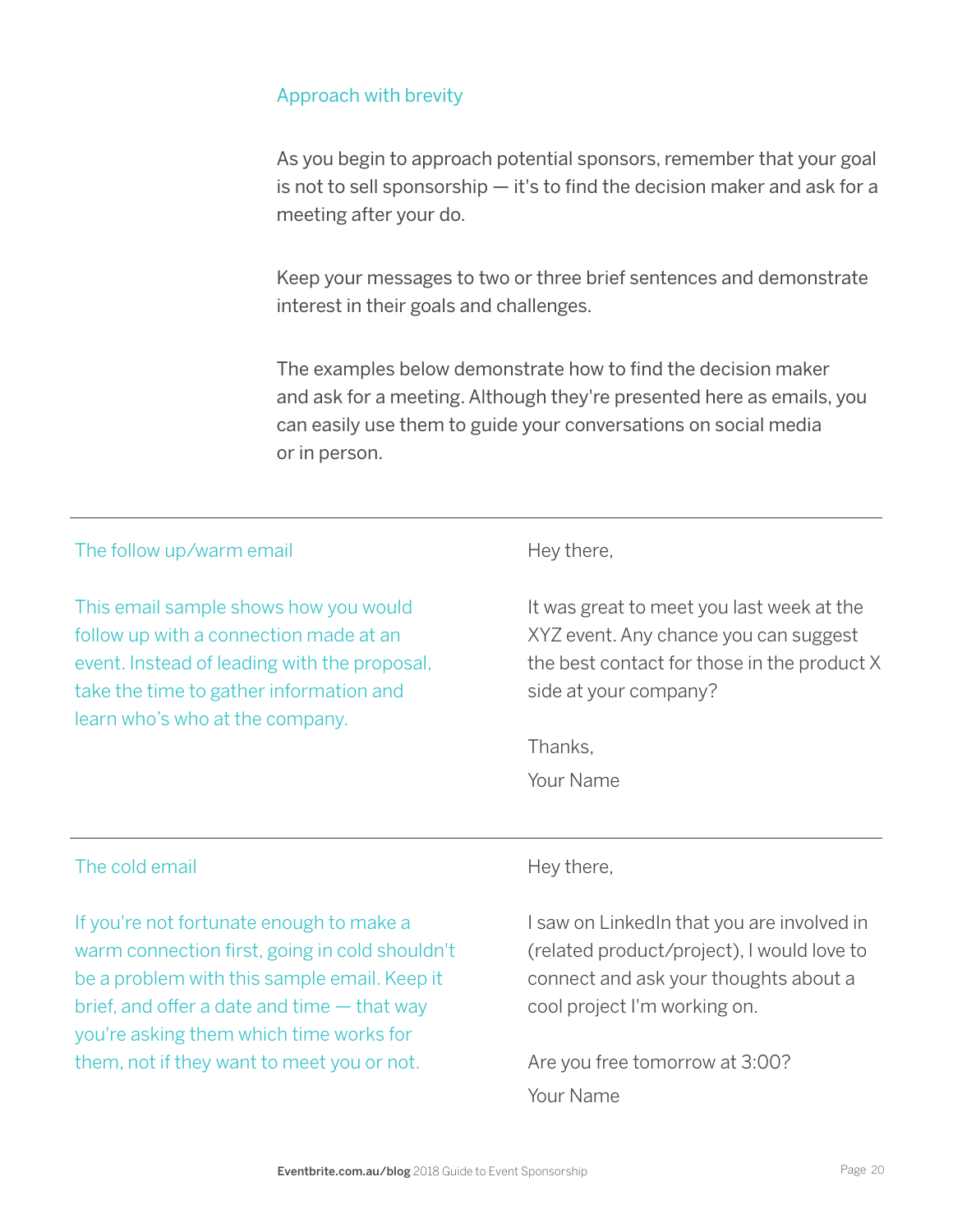## Approach with brevity

As you begin to approach potential sponsors, remember that your goal is not to sell sponsorship — it's to find the decision maker and ask for a meeting after your do.

Keep your messages to two or three brief sentences and demonstrate interest in their goals and challenges.

The examples below demonstrate how to find the decision maker and ask for a meeting. Although they're presented here as emails, you can easily use them to guide your conversations on social media or in person.

---

### The follow up/warm email

This email sample shows how you would follow up with a connection made at an event. Instead of leading with the proposal, take the time to gather information and learn who's who at the company.

Hey there,

It was great to meet you last week at the XYZ event. Any chance you can suggest the best contact for those in the product X side at your company?

Thanks,
Your Name

---

### The cold email

If you're not fortunate enough to make a warm connection first, going in cold shouldn't be a problem with this sample email. Keep it brief, and offer a date and time — that way you're asking them which time works for them, not if they want to meet you or not.

Hey there,

I saw on LinkedIn that you are involved in (related product/project), I would love to connect and ask your thoughts about a cool project I'm working on.

Are you free tomorrow at 3:00?
Your Name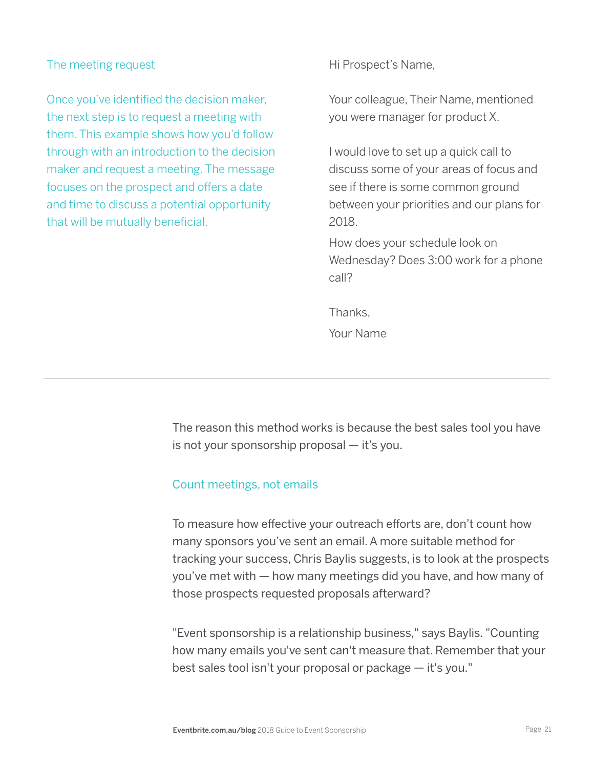### The meeting request

Once you've identified the decision maker, the next step is to request a meeting with them. This example shows how you'd follow through with an introduction to the decision maker and request a meeting. The message focuses on the prospect and offers a date and time to discuss a potential opportunity that will be mutually beneficial.

Hi Prospect's Name,

Your colleague, Their Name, mentioned you were manager for product X.

I would love to set up a quick call to discuss some of your areas of focus and see if there is some common ground between your priorities and our plans for 2018.

How does your schedule look on Wednesday? Does 3:00 work for a phone call?

Thanks,

Your Name

---

The reason this method works is because the best sales tool you have is not your sponsorship proposal — it's you.

### Count meetings, not emails

To measure how effective your outreach efforts are, don't count how many sponsors you've sent an email. A more suitable method for tracking your success, Chris Baylis suggests, is to look at the prospects you've met with — how many meetings did you have, and how many of those prospects requested proposals afterward?

"Event sponsorship is a relationship business," says Baylis. "Counting how many emails you've sent can't measure that. Remember that your best sales tool isn't your proposal or package — it's you."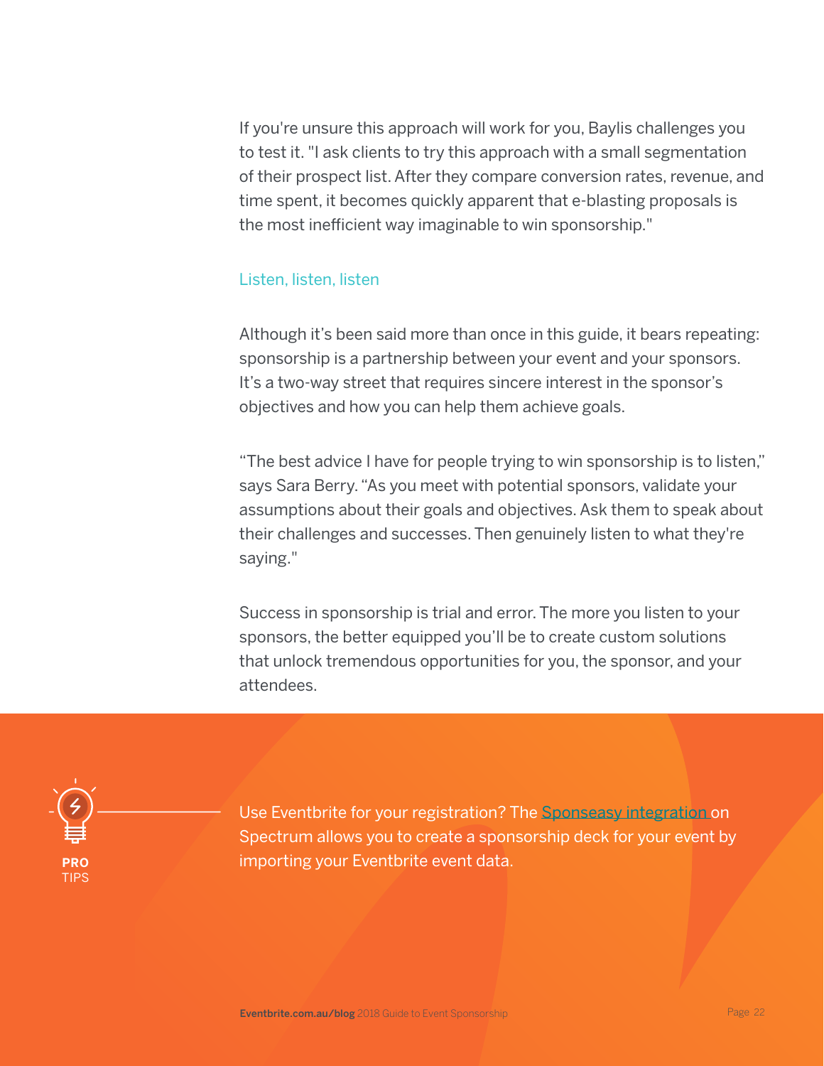If you're unsure this approach will work for you, Baylis challenges you to test it. "I ask clients to try this approach with a small segmentation of their prospect list. After they compare conversion rates, revenue, and time spent, it becomes quickly apparent that e-blasting proposals is the most inefficient way imaginable to win sponsorship."

### Listen, listen, listen

Although it's been said more than once in this guide, it bears repeating: sponsorship is a partnership between your event and your sponsors. It's a two-way street that requires sincere interest in the sponsor's objectives and how you can help them achieve goals.

"The best advice I have for people trying to win sponsorship is to listen," says Sara Berry. "As you meet with potential sponsors, validate your assumptions about their goals and objectives. Ask them to speak about their challenges and successes. Then genuinely listen to what they're saying."

Success in sponsorship is trial and error. The more you listen to your sponsors, the better equipped you'll be to create custom solutions that unlock tremendous opportunities for you, the sponsor, and your attendees.

**PRO** TIPS

Use Eventbrite for your registration? The Sponseasy integration on Spectrum allows you to create a sponsorship deck for your event by importing your Eventbrite event data.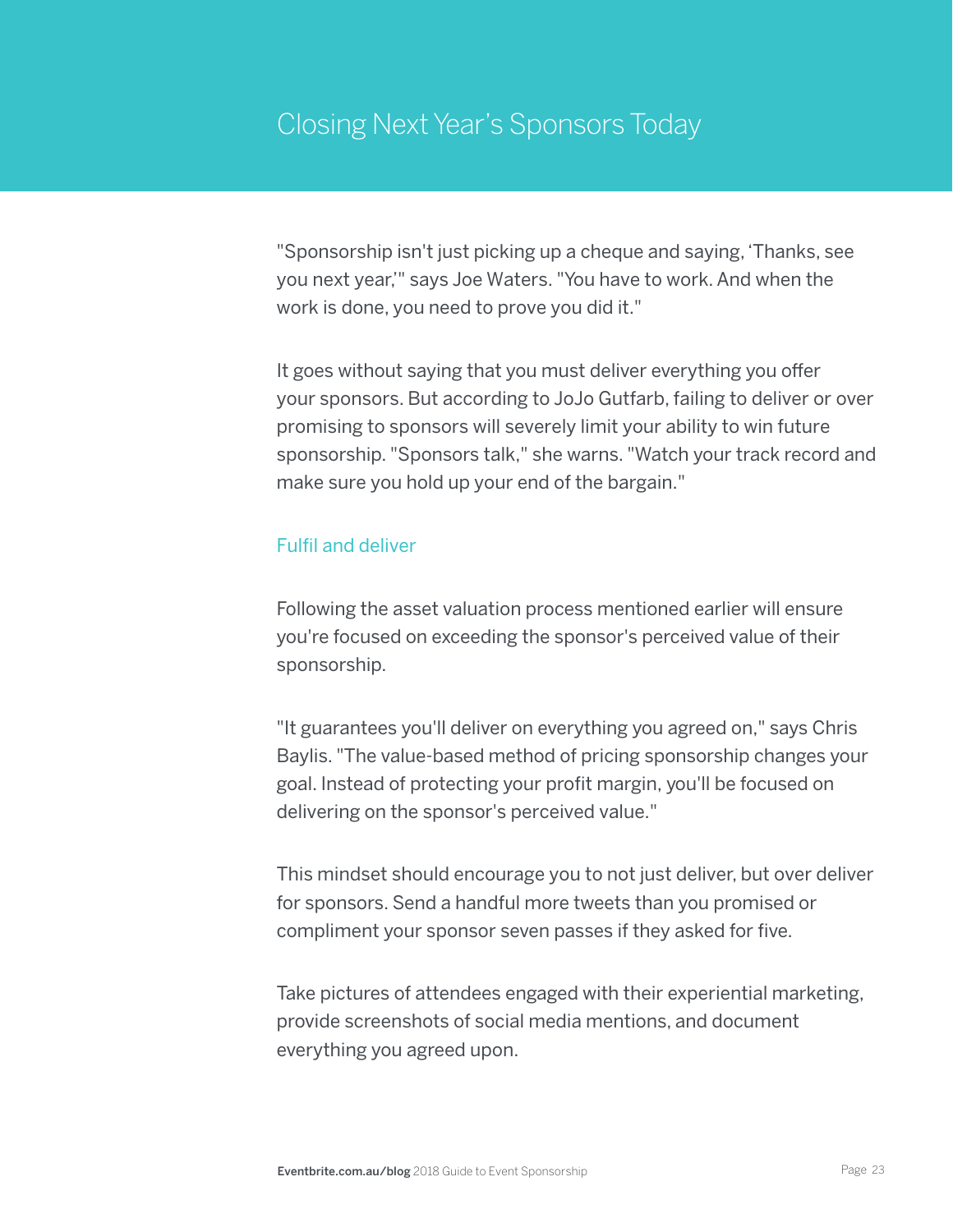# Closing Next Year's Sponsors Today

"Sponsorship isn't just picking up a cheque and saying, 'Thanks, see you next year,'" says Joe Waters. "You have to work. And when the work is done, you need to prove you did it."

It goes without saying that you must deliver everything you offer your sponsors. But according to JoJo Gutfarb, failing to deliver or over promising to sponsors will severely limit your ability to win future sponsorship. "Sponsors talk," she warns. "Watch your track record and make sure you hold up your end of the bargain."

## Fulfil and deliver

Following the asset valuation process mentioned earlier will ensure you're focused on exceeding the sponsor's perceived value of their sponsorship.

"It guarantees you'll deliver on everything you agreed on," says Chris Baylis. "The value-based method of pricing sponsorship changes your goal. Instead of protecting your profit margin, you'll be focused on delivering on the sponsor's perceived value."

This mindset should encourage you to not just deliver, but over deliver for sponsors. Send a handful more tweets than you promised or compliment your sponsor seven passes if they asked for five.

Take pictures of attendees engaged with their experiential marketing, provide screenshots of social media mentions, and document everything you agreed upon.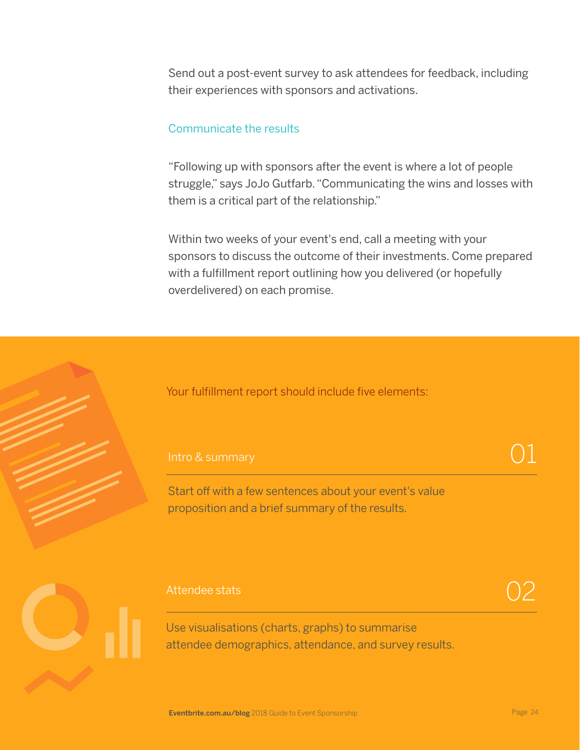Send out a post-event survey to ask attendees for feedback, including their experiences with sponsors and activations.

### Communicate the results

"Following up with sponsors after the event is where a lot of people struggle," says JoJo Gutfarb. "Communicating the wins and losses with them is a critical part of the relationship."

Within two weeks of your event's end, call a meeting with your sponsors to discuss the outcome of their investments. Come prepared with a fulfillment report outlining how you delivered (or hopefully overdelivered) on each promise.

Your fulfillment report should include five elements:

#### 01 Intro & summary

Start off with a few sentences about your event's value proposition and a brief summary of the results.

#### 02 Attendee stats

Use visualisations (charts, graphs) to summarise attendee demographics, attendance, and survey results.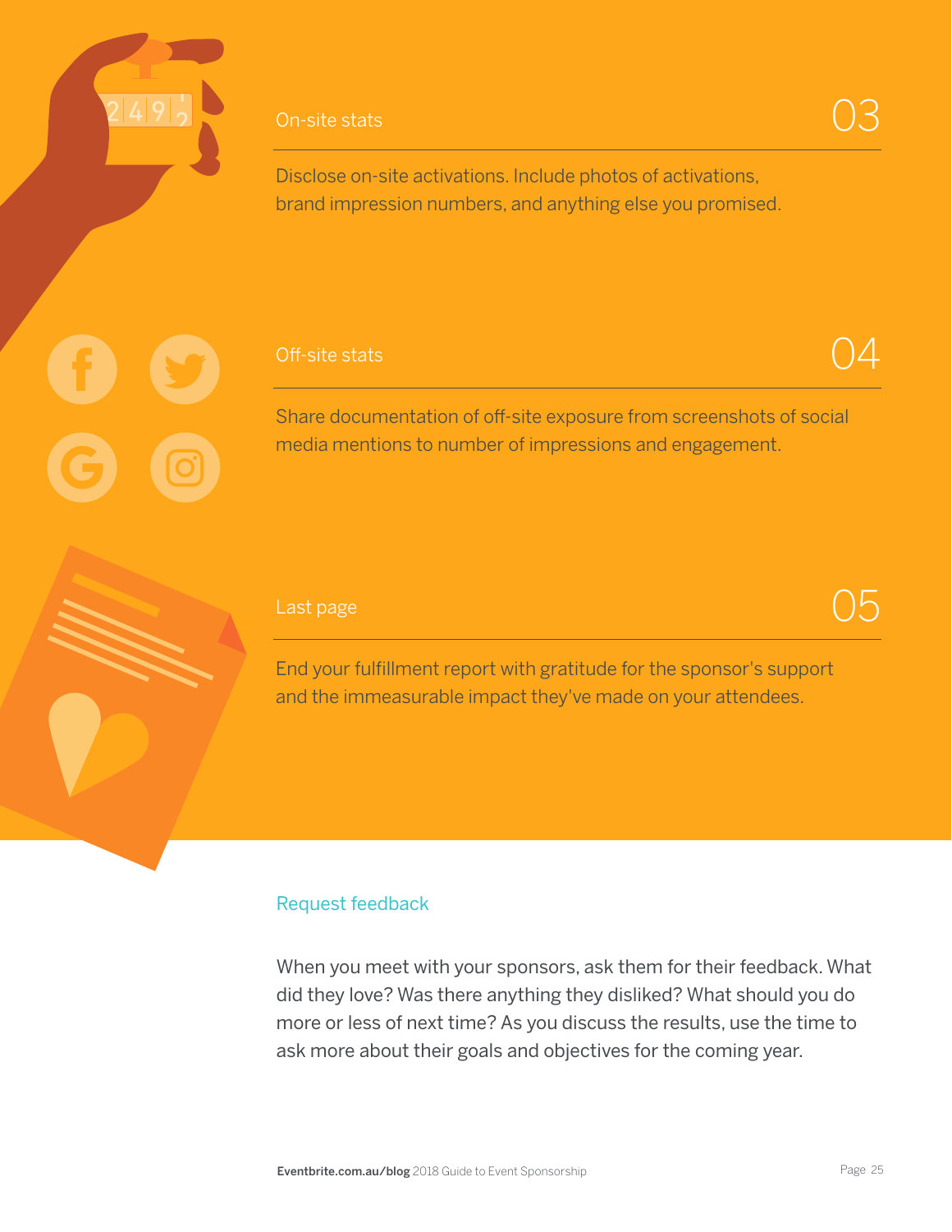### On-site stats 03

Disclose on-site activations. Include photos of activations, brand impression numbers, and anything else you promised.

### Off-site stats 04

Share documentation of off-site exposure from screenshots of social media mentions to number of impressions and engagement.

### Last page 05

End your fulfillment report with gratitude for the sponsor's support and the immeasurable impact they've made on your attendees.

### Request feedback

When you meet with your sponsors, ask them for their feedback. What did they love? Was there anything they disliked? What should you do more or less of next time? As you discuss the results, use the time to ask more about their goals and objectives for the coming year.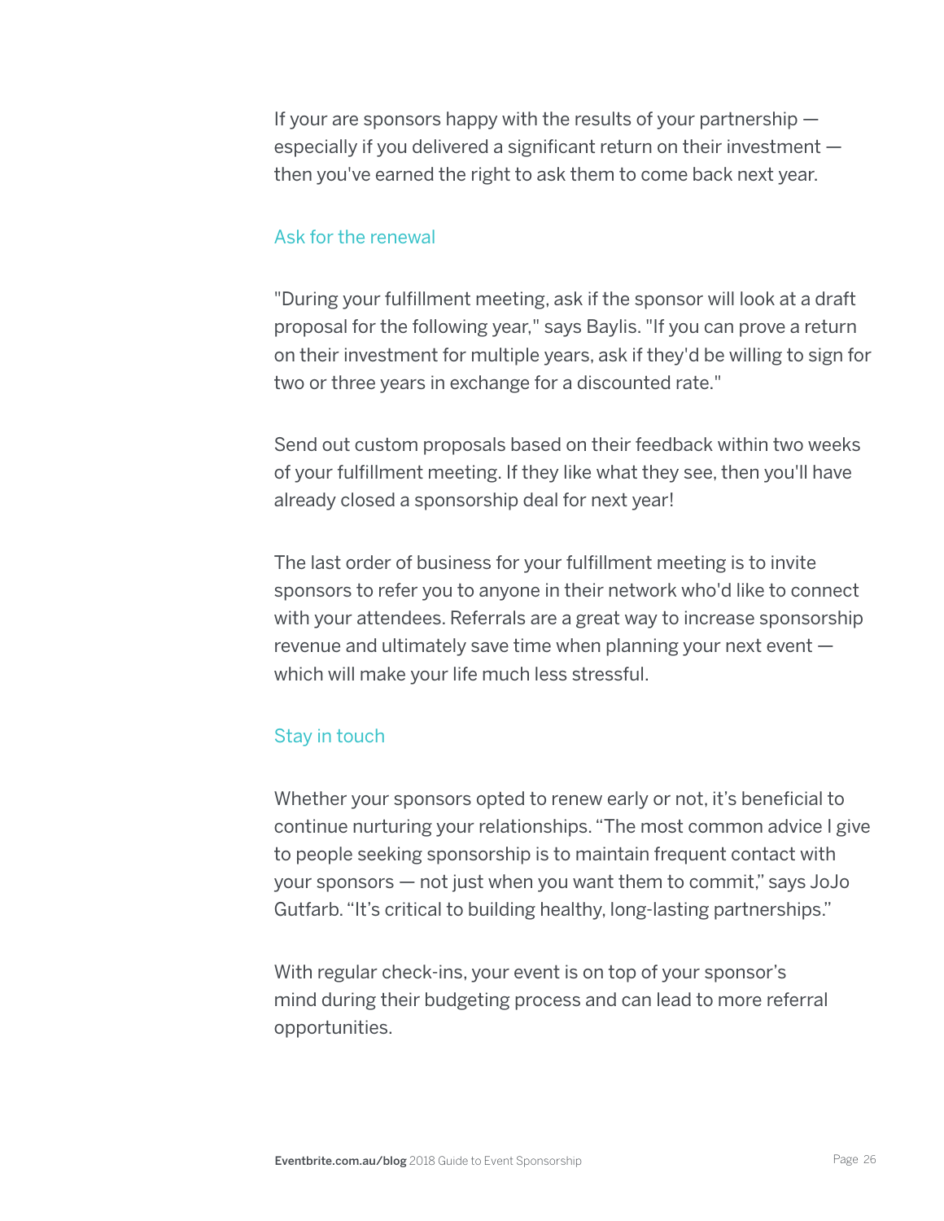If your are sponsors happy with the results of your partnership — especially if you delivered a significant return on their investment — then you've earned the right to ask them to come back next year.

### Ask for the renewal

"During your fulfillment meeting, ask if the sponsor will look at a draft proposal for the following year," says Baylis. "If you can prove a return on their investment for multiple years, ask if they'd be willing to sign for two or three years in exchange for a discounted rate."

Send out custom proposals based on their feedback within two weeks of your fulfillment meeting. If they like what they see, then you'll have already closed a sponsorship deal for next year!

The last order of business for your fulfillment meeting is to invite sponsors to refer you to anyone in their network who'd like to connect with your attendees. Referrals are a great way to increase sponsorship revenue and ultimately save time when planning your next event — which will make your life much less stressful.

### Stay in touch

Whether your sponsors opted to renew early or not, it's beneficial to continue nurturing your relationships. "The most common advice I give to people seeking sponsorship is to maintain frequent contact with your sponsors — not just when you want them to commit," says JoJo Gutfarb. "It's critical to building healthy, long-lasting partnerships."

With regular check-ins, your event is on top of your sponsor's mind during their budgeting process and can lead to more referral opportunities.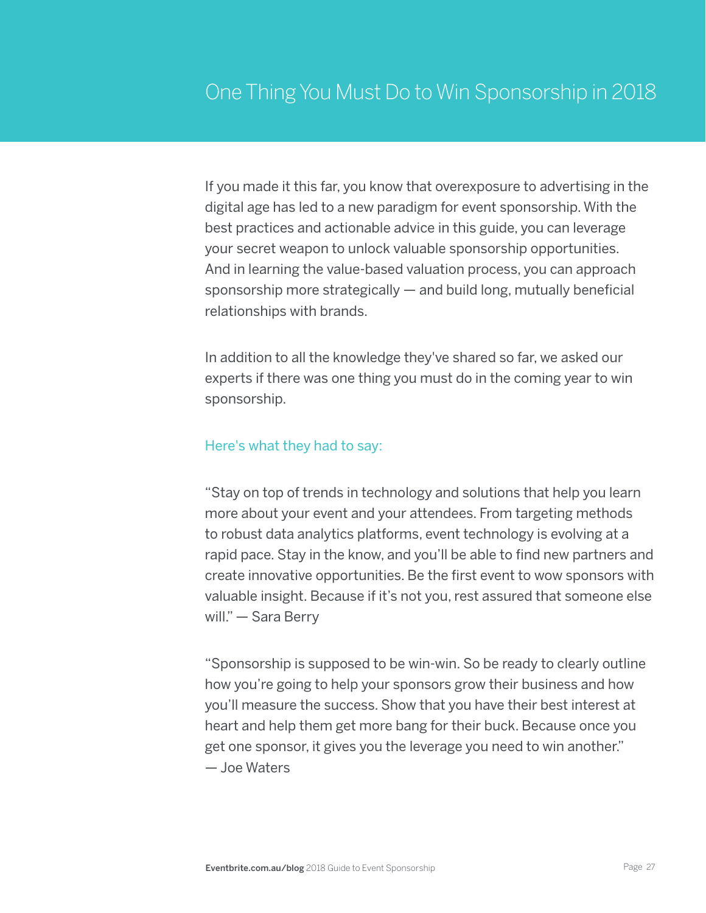# One Thing You Must Do to Win Sponsorship in 2018

If you made it this far, you know that overexposure to advertising in the digital age has led to a new paradigm for event sponsorship. With the best practices and actionable advice in this guide, you can leverage your secret weapon to unlock valuable sponsorship opportunities. And in learning the value-based valuation process, you can approach sponsorship more strategically — and build long, mutually beneficial relationships with brands.

In addition to all the knowledge they've shared so far, we asked our experts if there was one thing you must do in the coming year to win sponsorship.

## Here's what they had to say:

"Stay on top of trends in technology and solutions that help you learn more about your event and your attendees. From targeting methods to robust data analytics platforms, event technology is evolving at a rapid pace. Stay in the know, and you'll be able to find new partners and create innovative opportunities. Be the first event to wow sponsors with valuable insight. Because if it's not you, rest assured that someone else will." — Sara Berry

"Sponsorship is supposed to be win-win. So be ready to clearly outline how you're going to help your sponsors grow their business and how you'll measure the success. Show that you have their best interest at heart and help them get more bang for their buck. Because once you get one sponsor, it gives you the leverage you need to win another." — Joe Waters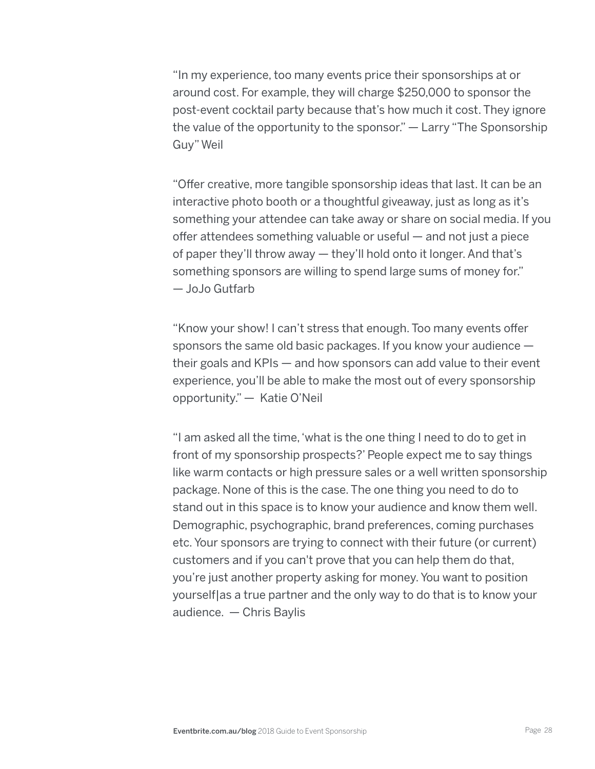"In my experience, too many events price their sponsorships at or around cost. For example, they will charge $250,000 to sponsor the post-event cocktail party because that's how much it cost. They ignore the value of the opportunity to the sponsor." — Larry "The Sponsorship Guy" Weil

"Offer creative, more tangible sponsorship ideas that last. It can be an interactive photo booth or a thoughtful giveaway, just as long as it's something your attendee can take away or share on social media. If you offer attendees something valuable or useful — and not just a piece of paper they'll throw away — they'll hold onto it longer. And that's something sponsors are willing to spend large sums of money for." — JoJo Gutfarb

"Know your show! I can't stress that enough. Too many events offer sponsors the same old basic packages. If you know your audience — their goals and KPIs — and how sponsors can add value to their event experience, you'll be able to make the most out of every sponsorship opportunity." — Katie O'Neil

"I am asked all the time, 'what is the one thing I need to do to get in front of my sponsorship prospects?' People expect me to say things like warm contacts or high pressure sales or a well written sponsorship package. None of this is the case. The one thing you need to do to stand out in this space is to know your audience and know them well. Demographic, psychographic, brand preferences, coming purchases etc. Your sponsors are trying to connect with their future (or current) customers and if you can't prove that you can help them do that, you're just another property asking for money. You want to position yourself|as a true partner and the only way to do that is to know your audience. — Chris Baylis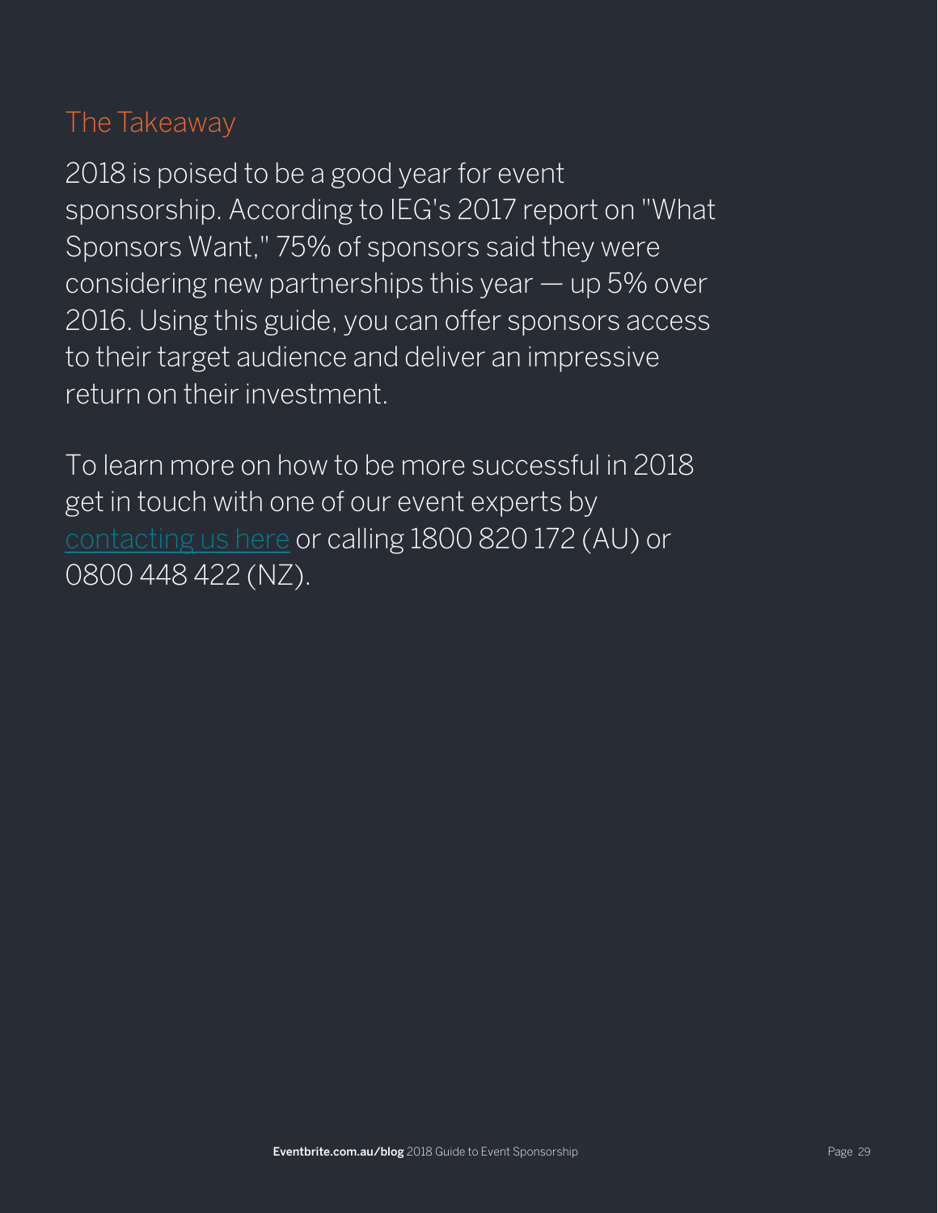## The Takeaway

2018 is poised to be a good year for event sponsorship. According to IEG's 2017 report on "What Sponsors Want," 75% of sponsors said they were considering new partnerships this year — up 5% over 2016. Using this guide, you can offer sponsors access to their target audience and deliver an impressive return on their investment.

To learn more on how to be more successful in 2018 get in touch with one of our event experts by contacting us here or calling 1800 820 172 (AU) or 0800 448 422 (NZ).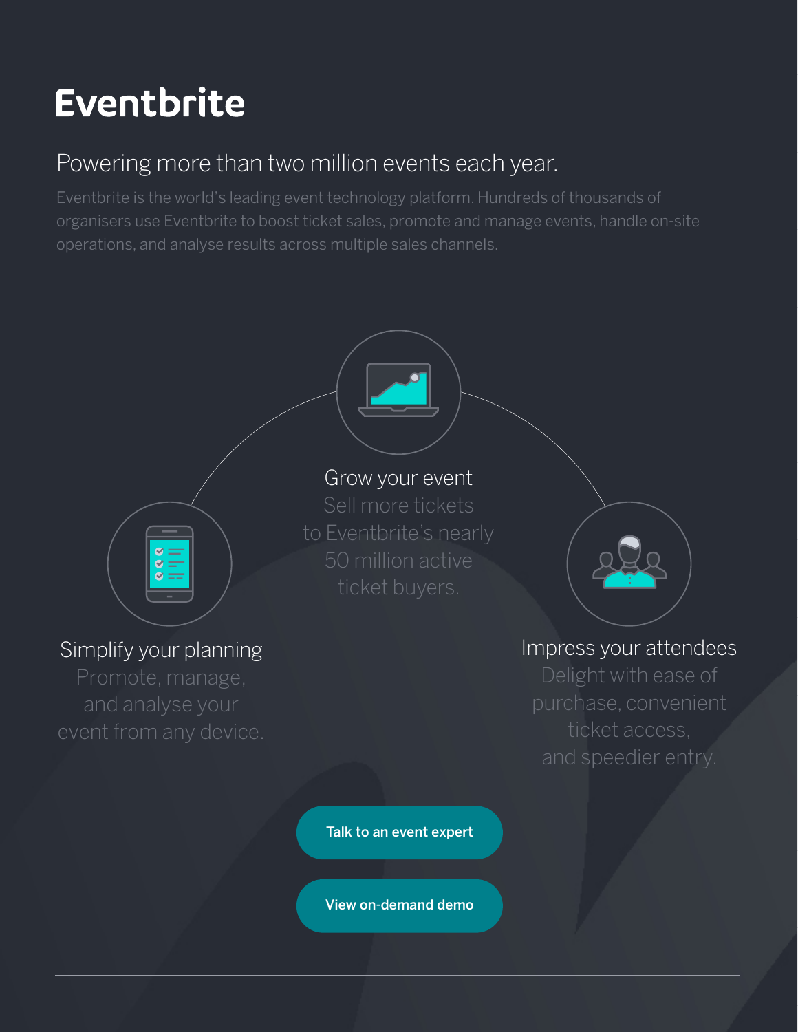# Eventbrite

## Powering more than two million events each year.

Eventbrite is the world's leading event technology platform. Hundreds of thousands of organisers use Eventbrite to boost ticket sales, promote and manage events, handle on-site operations, and analyse results across multiple sales channels.

### Grow your event

Sell more tickets to Eventbrite's nearly 50 million active ticket buyers.

### Simplify your planning

Promote, manage, and analyse your event from any device.

### Impress your attendees

Delight with ease of purchase, convenient ticket access, and speedier entry.

Talk to an event expert

View on-demand demo